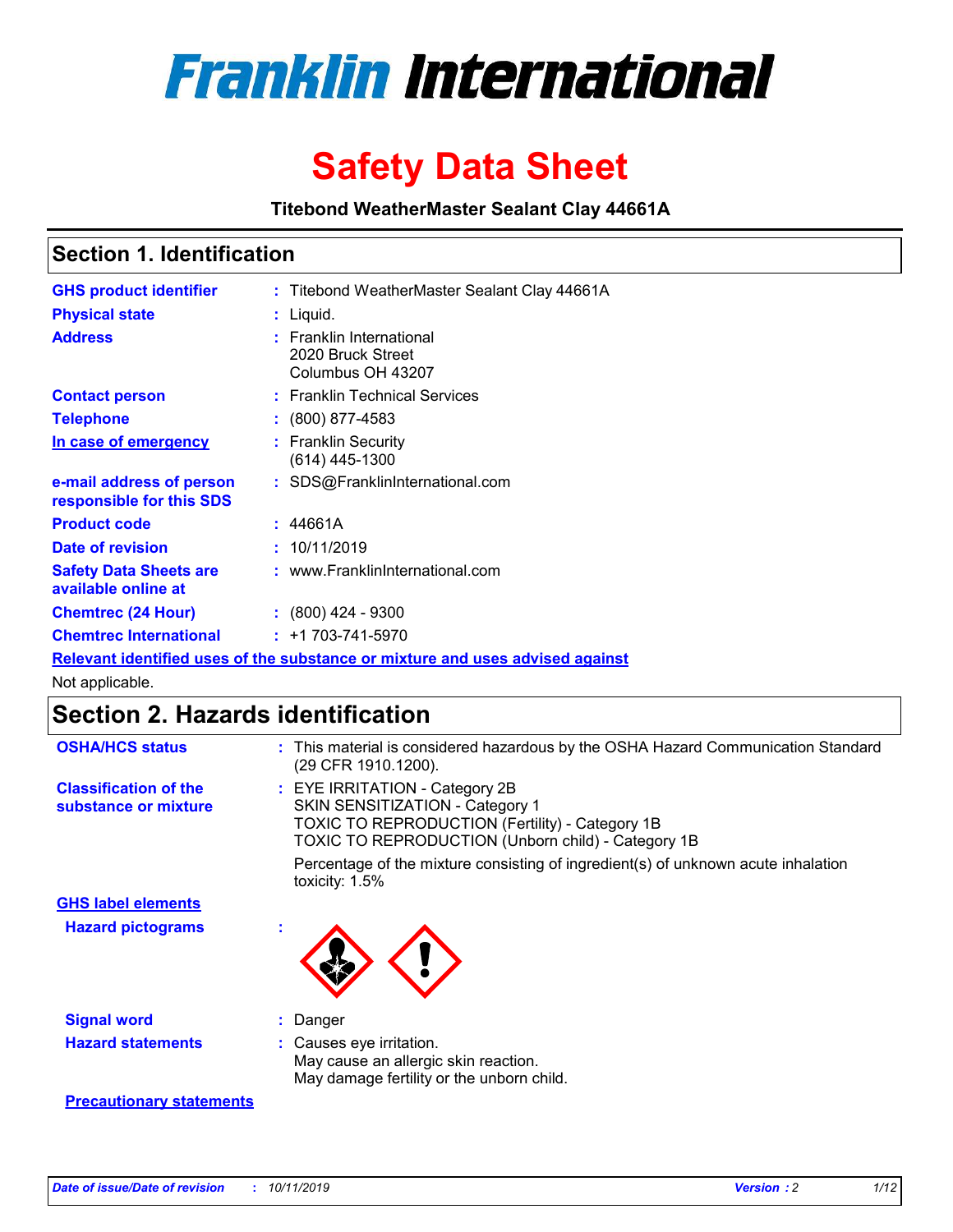# Franklin International

# Safety Data Sheet

**Titebond WeatherMaster Sealant Clay 44661A**

## Section 1. Identification

| | | |
|---|---|---|
| **GHS product identifier** | : | Titebond WeatherMaster Sealant Clay 44661A |
| **Physical state** | : | Liquid. |
| **Address** | : | Franklin International<br>2020 Bruck Street<br>Columbus OH 43207 |
| **Contact person** | : | Franklin Technical Services |
| **Telephone** | : | (800) 877-4583 |
| **In case of emergency** | : | Franklin Security<br>(614) 445-1300 |
| **e-mail address of person responsible for this SDS** | : | SDS@FranklinInternational.com |
| **Product code** | : | 44661A |
| **Date of revision** | : | 10/11/2019 |
| **Safety Data Sheets are available online at** | : | www.FranklinInternational.com |
| **Chemtrec (24 Hour)** | : | (800) 424 - 9300 |
| **Chemtrec International** | : | +1 703-741-5970 |

**Relevant identified uses of the substance or mixture and uses advised against**

Not applicable.

## Section 2. Hazards identification

| | | |
|---|---|---|
| **OSHA/HCS status** | : | This material is considered hazardous by the OSHA Hazard Communication Standard (29 CFR 1910.1200). |
| **Classification of the substance or mixture** | : | EYE IRRITATION - Category 2B<br>SKIN SENSITIZATION - Category 1<br>TOXIC TO REPRODUCTION (Fertility) - Category 1B<br>TOXIC TO REPRODUCTION (Unborn child) - Category 1B<br><br>Percentage of the mixture consisting of ingredient(s) of unknown acute inhalation toxicity: 1.5% |

**GHS label elements**

| | | |
|---|---|---|
| **Hazard pictograms** | : | |
| **Signal word** | : | Danger |
| **Hazard statements** | : | Causes eye irritation.<br>May cause an allergic skin reaction.<br>May damage fertility or the unborn child. |

**Precautionary statements**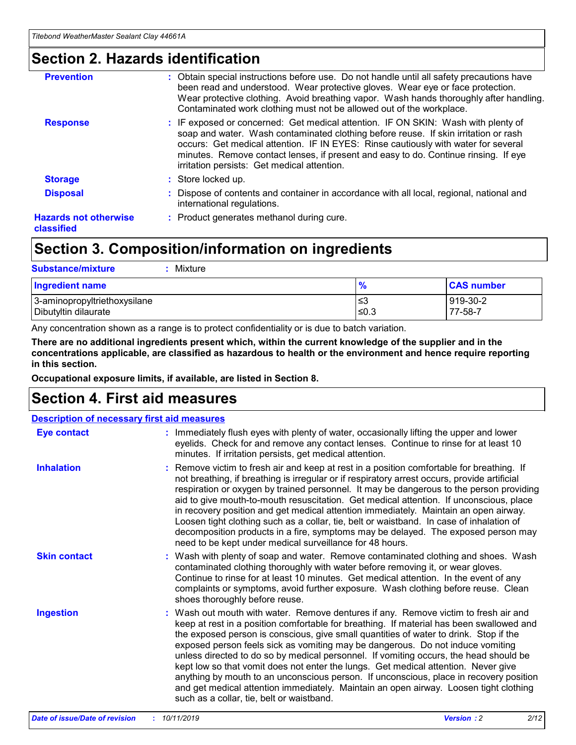# Section 2. Hazards identification

**Prevention** : Obtain special instructions before use. Do not handle until all safety precautions have been read and understood. Wear protective gloves. Wear eye or face protection. Wear protective clothing. Avoid breathing vapor. Wash hands thoroughly after handling. Contaminated work clothing must not be allowed out of the workplace.

**Response** : IF exposed or concerned: Get medical attention. IF ON SKIN: Wash with plenty of soap and water. Wash contaminated clothing before reuse. If skin irritation or rash occurs: Get medical attention. IF IN EYES: Rinse cautiously with water for several minutes. Remove contact lenses, if present and easy to do. Continue rinsing. If eye irritation persists: Get medical attention.

**Storage** : Store locked up.

**Disposal** : Dispose of contents and container in accordance with all local, regional, national and international regulations.

**Hazards not otherwise classified** : Product generates methanol during cure.

# Section 3. Composition/information on ingredients

**Substance/mixture** : Mixture

| Ingredient name | % | CAS number |
|---|---|---|
| 3-aminopropyltriethoxysilane | ≤3 | 919-30-2 |
| Dibutyltin dilaurate | ≤0.3 | 77-58-7 |

Any concentration shown as a range is to protect confidentiality or is due to batch variation.

**There are no additional ingredients present which, within the current knowledge of the supplier and in the concentrations applicable, are classified as hazardous to health or the environment and hence require reporting in this section.**

**Occupational exposure limits, if available, are listed in Section 8.**

# Section 4. First aid measures

**Description of necessary first aid measures**

**Eye contact** : Immediately flush eyes with plenty of water, occasionally lifting the upper and lower eyelids. Check for and remove any contact lenses. Continue to rinse for at least 10 minutes. If irritation persists, get medical attention.

**Inhalation** : Remove victim to fresh air and keep at rest in a position comfortable for breathing. If not breathing, if breathing is irregular or if respiratory arrest occurs, provide artificial respiration or oxygen by trained personnel. It may be dangerous to the person providing aid to give mouth-to-mouth resuscitation. Get medical attention. If unconscious, place in recovery position and get medical attention immediately. Maintain an open airway. Loosen tight clothing such as a collar, tie, belt or waistband. In case of inhalation of decomposition products in a fire, symptoms may be delayed. The exposed person may need to be kept under medical surveillance for 48 hours.

**Skin contact** : Wash with plenty of soap and water. Remove contaminated clothing and shoes. Wash contaminated clothing thoroughly with water before removing it, or wear gloves. Continue to rinse for at least 10 minutes. Get medical attention. In the event of any complaints or symptoms, avoid further exposure. Wash clothing before reuse. Clean shoes thoroughly before reuse.

**Ingestion** : Wash out mouth with water. Remove dentures if any. Remove victim to fresh air and keep at rest in a position comfortable for breathing. If material has been swallowed and the exposed person is conscious, give small quantities of water to drink. Stop if the exposed person feels sick as vomiting may be dangerous. Do not induce vomiting unless directed to do so by medical personnel. If vomiting occurs, the head should be kept low so that vomit does not enter the lungs. Get medical attention. Never give anything by mouth to an unconscious person. If unconscious, place in recovery position and get medical attention immediately. Maintain an open airway. Loosen tight clothing such as a collar, tie, belt or waistband.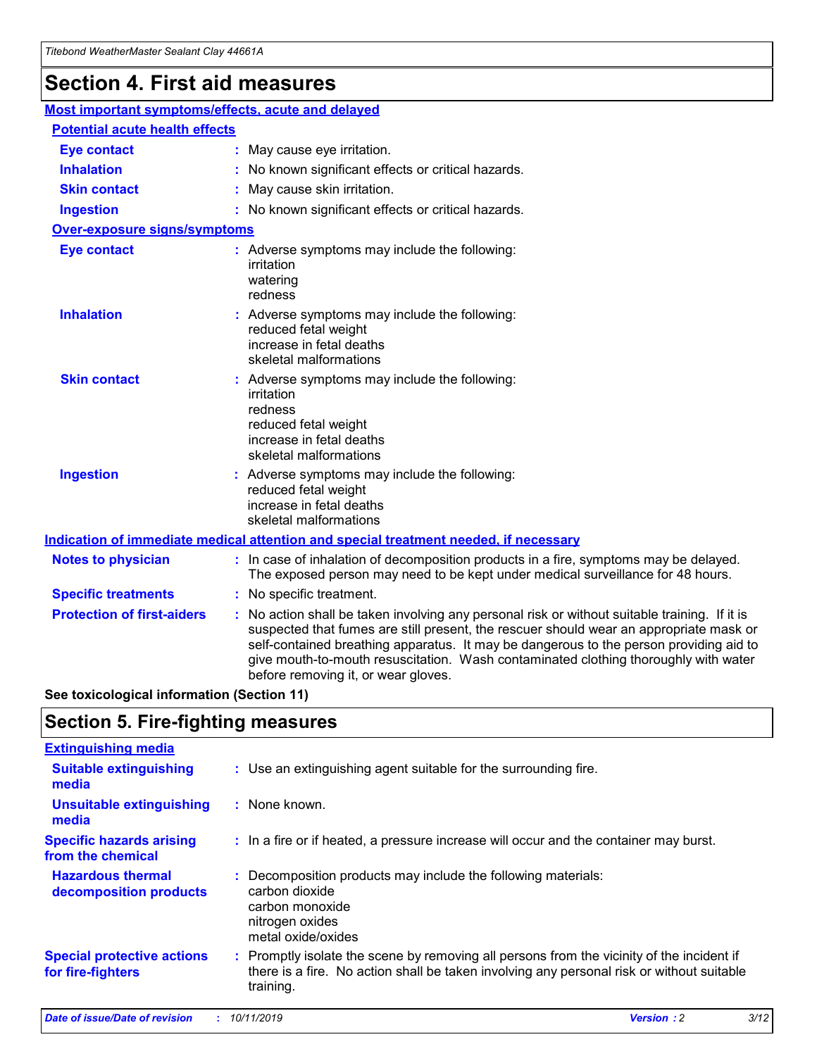# Section 4. First aid measures

## Most important symptoms/effects, acute and delayed

### Potential acute health effects

**Eye contact** : May cause eye irritation.

**Inhalation** : No known significant effects or critical hazards.

**Skin contact** : May cause skin irritation.

**Ingestion** : No known significant effects or critical hazards.

### Over-exposure signs/symptoms

**Eye contact** : Adverse symptoms may include the following:
irritation
watering
redness

**Inhalation** : Adverse symptoms may include the following:
reduced fetal weight
increase in fetal deaths
skeletal malformations

**Skin contact** : Adverse symptoms may include the following:
irritation
redness
reduced fetal weight
increase in fetal deaths
skeletal malformations

**Ingestion** : Adverse symptoms may include the following:
reduced fetal weight
increase in fetal deaths
skeletal malformations

## Indication of immediate medical attention and special treatment needed, if necessary

**Notes to physician** : In case of inhalation of decomposition products in a fire, symptoms may be delayed. The exposed person may need to be kept under medical surveillance for 48 hours.

**Specific treatments** : No specific treatment.

**Protection of first-aiders** : No action shall be taken involving any personal risk or without suitable training. If it is suspected that fumes are still present, the rescuer should wear an appropriate mask or self-contained breathing apparatus. It may be dangerous to the person providing aid to give mouth-to-mouth resuscitation. Wash contaminated clothing thoroughly with water before removing it, or wear gloves.

**See toxicological information (Section 11)**

# Section 5. Fire-fighting measures

## Extinguishing media

**Suitable extinguishing media** : Use an extinguishing agent suitable for the surrounding fire.

**Unsuitable extinguishing media** : None known.

**Specific hazards arising from the chemical** : In a fire or if heated, a pressure increase will occur and the container may burst.

**Hazardous thermal decomposition products** : Decomposition products may include the following materials:
carbon dioxide
carbon monoxide
nitrogen oxides
metal oxide/oxides

**Special protective actions for fire-fighters** : Promptly isolate the scene by removing all persons from the vicinity of the incident if there is a fire. No action shall be taken involving any personal risk or without suitable training.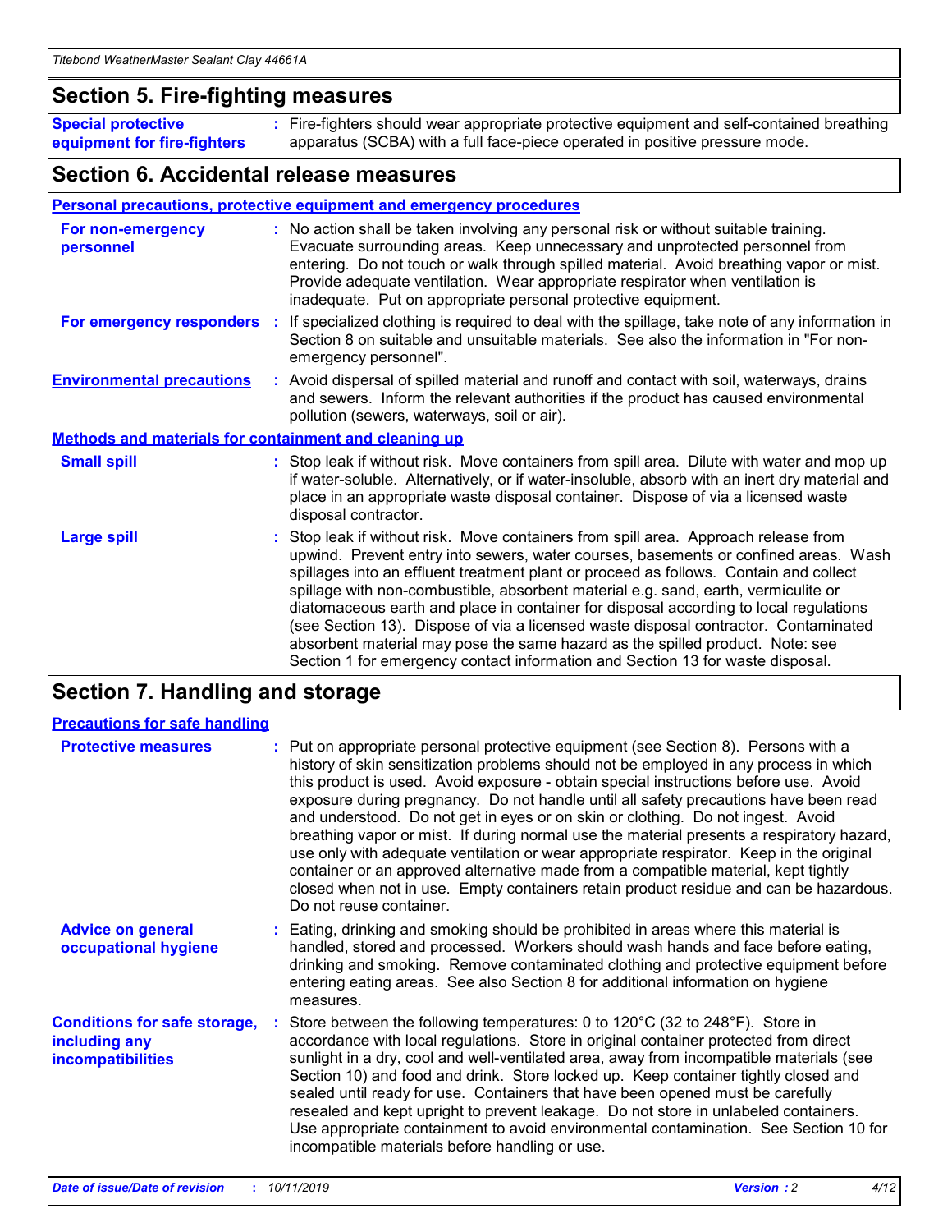## Section 5. Fire-fighting measures

**Special protective equipment for fire-fighters** : Fire-fighters should wear appropriate protective equipment and self-contained breathing apparatus (SCBA) with a full face-piece operated in positive pressure mode.

## Section 6. Accidental release measures

### Personal precautions, protective equipment and emergency procedures

**For non-emergency personnel** : No action shall be taken involving any personal risk or without suitable training. Evacuate surrounding areas. Keep unnecessary and unprotected personnel from entering. Do not touch or walk through spilled material. Avoid breathing vapor or mist. Provide adequate ventilation. Wear appropriate respirator when ventilation is inadequate. Put on appropriate personal protective equipment.

**For emergency responders** : If specialized clothing is required to deal with the spillage, take note of any information in Section 8 on suitable and unsuitable materials. See also the information in "For non-emergency personnel".

**Environmental precautions** : Avoid dispersal of spilled material and runoff and contact with soil, waterways, drains and sewers. Inform the relevant authorities if the product has caused environmental pollution (sewers, waterways, soil or air).

### Methods and materials for containment and cleaning up

**Small spill** : Stop leak if without risk. Move containers from spill area. Dilute with water and mop up if water-soluble. Alternatively, or if water-insoluble, absorb with an inert dry material and place in an appropriate waste disposal container. Dispose of via a licensed waste disposal contractor.

**Large spill** : Stop leak if without risk. Move containers from spill area. Approach release from upwind. Prevent entry into sewers, water courses, basements or confined areas. Wash spillages into an effluent treatment plant or proceed as follows. Contain and collect spillage with non-combustible, absorbent material e.g. sand, earth, vermiculite or diatomaceous earth and place in container for disposal according to local regulations (see Section 13). Dispose of via a licensed waste disposal contractor. Contaminated absorbent material may pose the same hazard as the spilled product. Note: see Section 1 for emergency contact information and Section 13 for waste disposal.

## Section 7. Handling and storage

### Precautions for safe handling

**Protective measures** : Put on appropriate personal protective equipment (see Section 8). Persons with a history of skin sensitization problems should not be employed in any process in which this product is used. Avoid exposure - obtain special instructions before use. Avoid exposure during pregnancy. Do not handle until all safety precautions have been read and understood. Do not get in eyes or on skin or clothing. Do not ingest. Avoid breathing vapor or mist. If during normal use the material presents a respiratory hazard, use only with adequate ventilation or wear appropriate respirator. Keep in the original container or an approved alternative made from a compatible material, kept tightly closed when not in use. Empty containers retain product residue and can be hazardous. Do not reuse container.

**Advice on general occupational hygiene** : Eating, drinking and smoking should be prohibited in areas where this material is handled, stored and processed. Workers should wash hands and face before eating, drinking and smoking. Remove contaminated clothing and protective equipment before entering eating areas. See also Section 8 for additional information on hygiene measures.

**Conditions for safe storage, including any incompatibilities** : Store between the following temperatures: 0 to 120°C (32 to 248°F). Store in accordance with local regulations. Store in original container protected from direct sunlight in a dry, cool and well-ventilated area, away from incompatible materials (see Section 10) and food and drink. Store locked up. Keep container tightly closed and sealed until ready for use. Containers that have been opened must be carefully resealed and kept upright to prevent leakage. Do not store in unlabeled containers. Use appropriate containment to avoid environmental contamination. See Section 10 for incompatible materials before handling or use.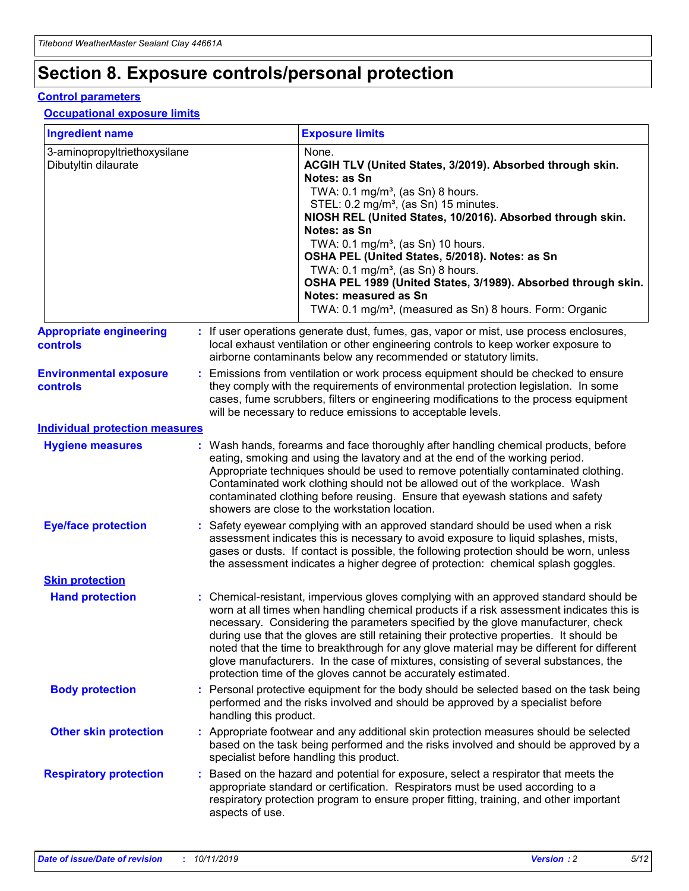# Section 8. Exposure controls/personal protection

## Control parameters

### Occupational exposure limits

| Ingredient name | Exposure limits |
| --- | --- |
| 3-aminopropyltriethoxysilane | None. |
| Dibutyltin dilaurate | **ACGIH TLV (United States, 3/2019). Absorbed through skin. Notes: as Sn**<br>TWA: 0.1 mg/m³, (as Sn) 8 hours.<br>STEL: 0.2 mg/m³, (as Sn) 15 minutes.<br>**NIOSH REL (United States, 10/2016). Absorbed through skin. Notes: as Sn**<br>TWA: 0.1 mg/m³, (as Sn) 10 hours.<br>**OSHA PEL (United States, 5/2018). Notes: as Sn**<br>TWA: 0.1 mg/m³, (as Sn) 8 hours.<br>**OSHA PEL 1989 (United States, 3/1989). Absorbed through skin. Notes: measured as Sn**<br>TWA: 0.1 mg/m³, (measured as Sn) 8 hours. Form: Organic |

**Appropriate engineering controls** : If user operations generate dust, fumes, gas, vapor or mist, use process enclosures, local exhaust ventilation or other engineering controls to keep worker exposure to airborne contaminants below any recommended or statutory limits.

**Environmental exposure controls** : Emissions from ventilation or work process equipment should be checked to ensure they comply with the requirements of environmental protection legislation. In some cases, fume scrubbers, filters or engineering modifications to the process equipment will be necessary to reduce emissions to acceptable levels.

## Individual protection measures

**Hygiene measures** : Wash hands, forearms and face thoroughly after handling chemical products, before eating, smoking and using the lavatory and at the end of the working period. Appropriate techniques should be used to remove potentially contaminated clothing. Contaminated work clothing should not be allowed out of the workplace. Wash contaminated clothing before reusing. Ensure that eyewash stations and safety showers are close to the workstation location.

**Eye/face protection** : Safety eyewear complying with an approved standard should be used when a risk assessment indicates this is necessary to avoid exposure to liquid splashes, mists, gases or dusts. If contact is possible, the following protection should be worn, unless the assessment indicates a higher degree of protection: chemical splash goggles.

### Skin protection

**Hand protection** : Chemical-resistant, impervious gloves complying with an approved standard should be worn at all times when handling chemical products if a risk assessment indicates this is necessary. Considering the parameters specified by the glove manufacturer, check during use that the gloves are still retaining their protective properties. It should be noted that the time to breakthrough for any glove material may be different for different glove manufacturers. In the case of mixtures, consisting of several substances, the protection time of the gloves cannot be accurately estimated.

**Body protection** : Personal protective equipment for the body should be selected based on the task being performed and the risks involved and should be approved by a specialist before handling this product.

**Other skin protection** : Appropriate footwear and any additional skin protection measures should be selected based on the task being performed and the risks involved and should be approved by a specialist before handling this product.

**Respiratory protection** : Based on the hazard and potential for exposure, select a respirator that meets the appropriate standard or certification. Respirators must be used according to a respiratory protection program to ensure proper fitting, training, and other important aspects of use.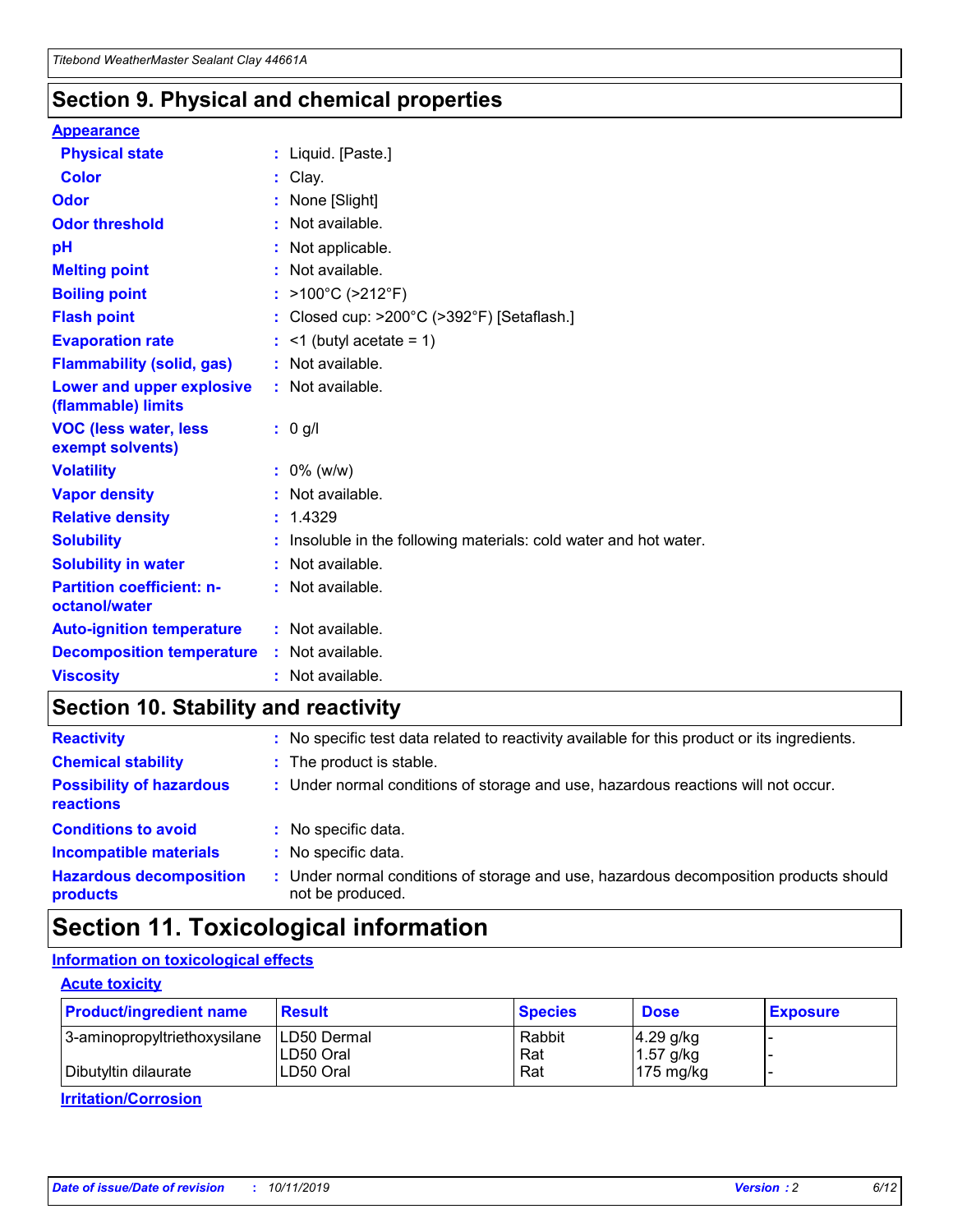## Section 9. Physical and chemical properties

### Appearance

| | |
|---|---|
| **Physical state** | : Liquid. [Paste.] |
| **Color** | : Clay. |
| **Odor** | : None [Slight] |
| **Odor threshold** | : Not available. |
| **pH** | : Not applicable. |
| **Melting point** | : Not available. |
| **Boiling point** | : >100°C (>212°F) |
| **Flash point** | : Closed cup: >200°C (>392°F) [Setaflash.] |
| **Evaporation rate** | : <1 (butyl acetate = 1) |
| **Flammability (solid, gas)** | : Not available. |
| **Lower and upper explosive (flammable) limits** | : Not available. |
| **VOC (less water, less exempt solvents)** | : 0 g/l |
| **Volatility** | : 0% (w/w) |
| **Vapor density** | : Not available. |
| **Relative density** | : 1.4329 |
| **Solubility** | : Insoluble in the following materials: cold water and hot water. |
| **Solubility in water** | : Not available. |
| **Partition coefficient: n-octanol/water** | : Not available. |
| **Auto-ignition temperature** | : Not available. |
| **Decomposition temperature** | : Not available. |
| **Viscosity** | : Not available. |

## Section 10. Stability and reactivity

| | |
|---|---|
| **Reactivity** | : No specific test data related to reactivity available for this product or its ingredients. |
| **Chemical stability** | : The product is stable. |
| **Possibility of hazardous reactions** | : Under normal conditions of storage and use, hazardous reactions will not occur. |
| **Conditions to avoid** | : No specific data. |
| **Incompatible materials** | : No specific data. |
| **Hazardous decomposition products** | : Under normal conditions of storage and use, hazardous decomposition products should not be produced. |

## Section 11. Toxicological information

### Information on toxicological effects

#### Acute toxicity

| Product/ingredient name | Result | Species | Dose | Exposure |
|---|---|---|---|---|
| 3-aminopropyltriethoxysilane | LD50 Dermal | Rabbit | 4.29 g/kg | - |
| | LD50 Oral | Rat | 1.57 g/kg | - |
| Dibutyltin dilaurate | LD50 Oral | Rat | 175 mg/kg | - |

#### Irritation/Corrosion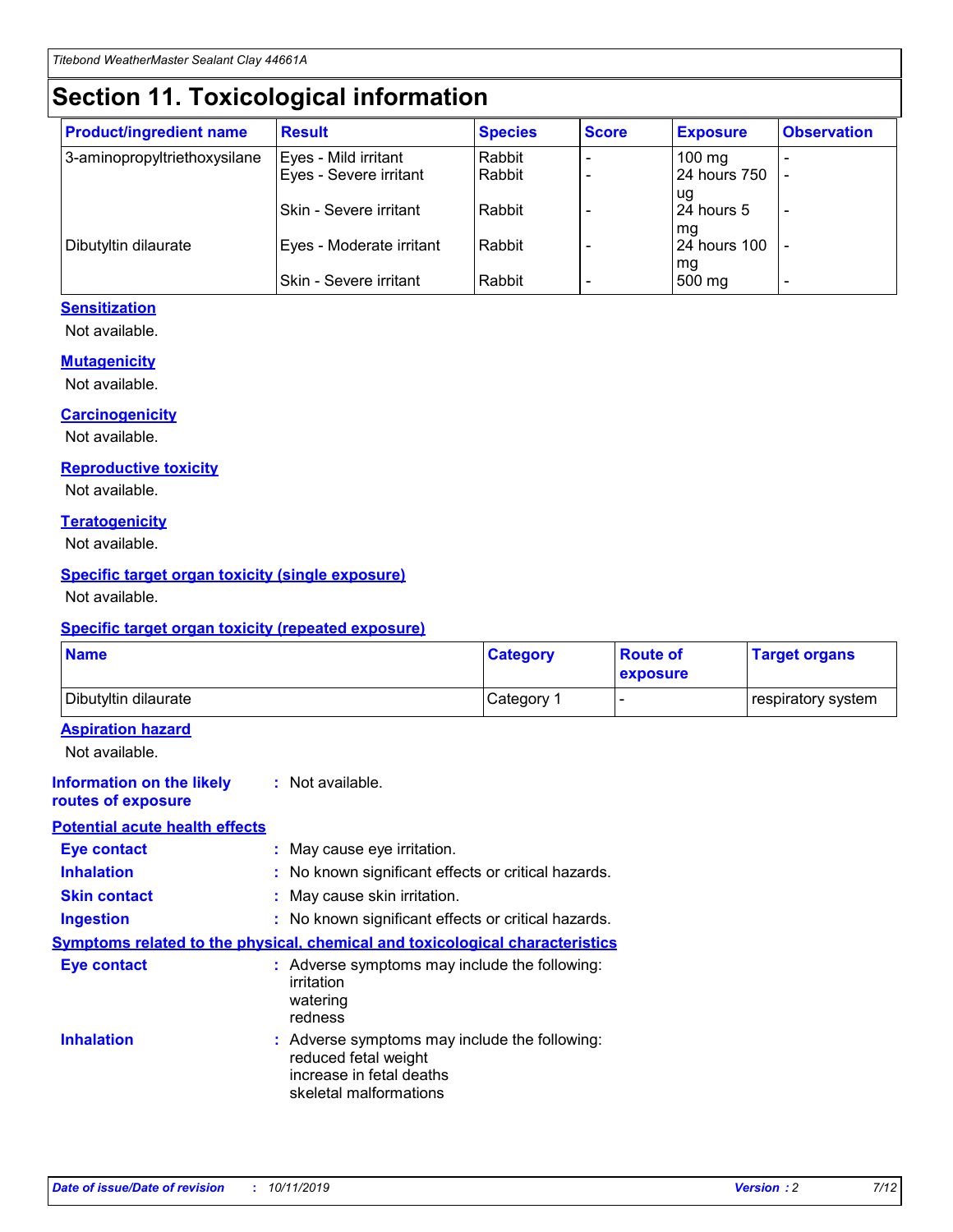# Section 11. Toxicological information

| Product/ingredient name | Result | Species | Score | Exposure | Observation |
|---|---|---|---|---|---|
| 3-aminopropyltriethoxysilane | Eyes - Mild irritant | Rabbit | - | 100 mg | - |
| | Eyes - Severe irritant | Rabbit | - | 24 hours 750 ug | - |
| | Skin - Severe irritant | Rabbit | - | 24 hours 5 mg | - |
| Dibutyltin dilaurate | Eyes - Moderate irritant | Rabbit | - | 24 hours 100 mg | - |
| | Skin - Severe irritant | Rabbit | - | 500 mg | - |

### Sensitization

Not available.

### Mutagenicity

Not available.

### Carcinogenicity

Not available.

### Reproductive toxicity

Not available.

### Teratogenicity

Not available.

### Specific target organ toxicity (single exposure)

Not available.

### Specific target organ toxicity (repeated exposure)

| Name | Category | Route of exposure | Target organs |
|---|---|---|---|
| Dibutyltin dilaurate | Category 1 | - | respiratory system |

### Aspiration hazard

Not available.

**Information on the likely routes of exposure** : Not available.

### Potential acute health effects

**Eye contact** : May cause eye irritation.

**Inhalation** : No known significant effects or critical hazards.

**Skin contact** : May cause skin irritation.

**Ingestion** : No known significant effects or critical hazards.

### Symptoms related to the physical, chemical and toxicological characteristics

**Eye contact** : Adverse symptoms may include the following:
irritation
watering
redness

**Inhalation** : Adverse symptoms may include the following:
reduced fetal weight
increase in fetal deaths
skeletal malformations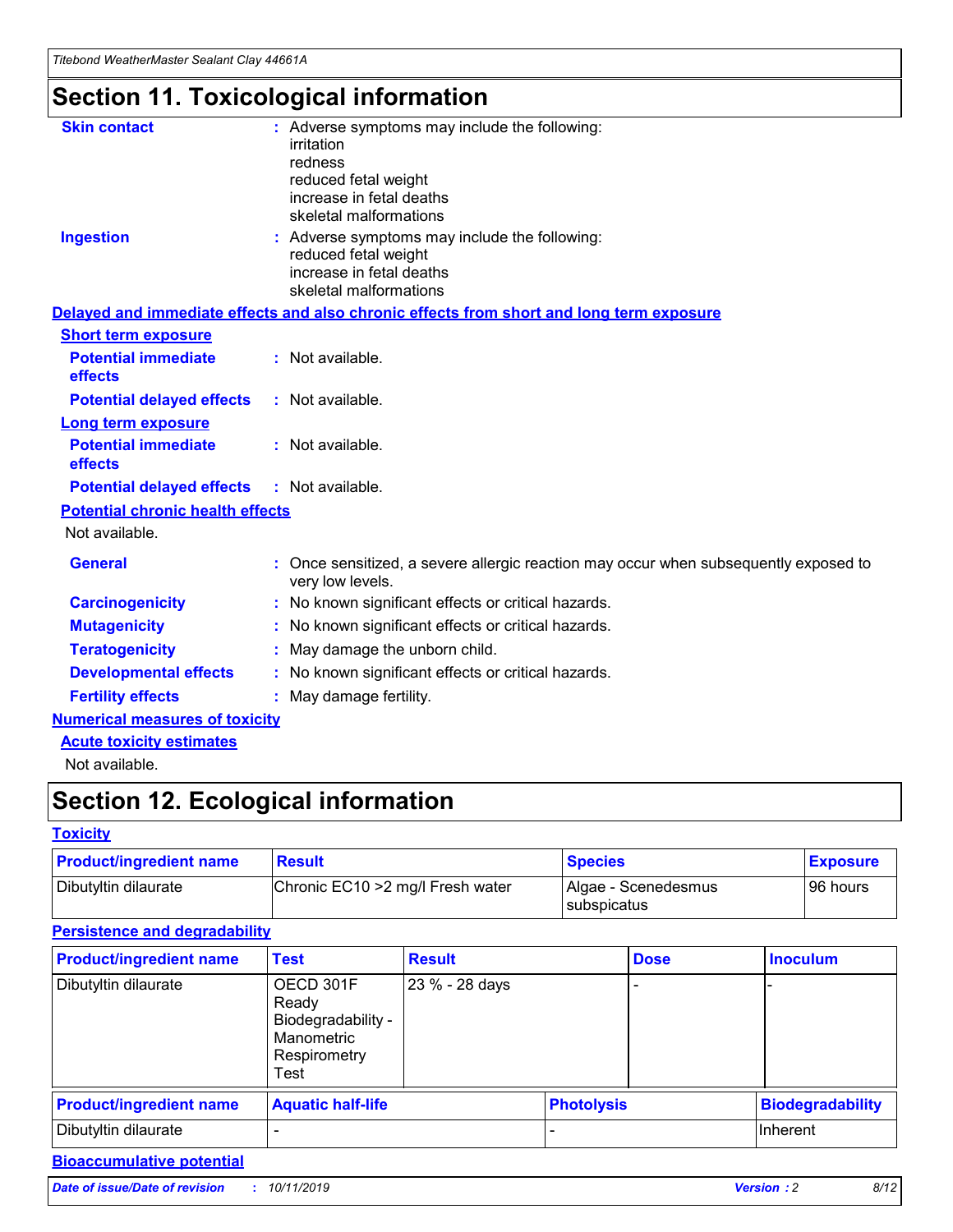# Section 11. Toxicological information

**Skin contact** : Adverse symptoms may include the following:
irritation
redness
reduced fetal weight
increase in fetal deaths
skeletal malformations

**Ingestion** : Adverse symptoms may include the following:
reduced fetal weight
increase in fetal deaths
skeletal malformations

## Delayed and immediate effects and also chronic effects from short and long term exposure

### Short term exposure

**Potential immediate effects** : Not available.

**Potential delayed effects** : Not available.

### Long term exposure

**Potential immediate effects** : Not available.

**Potential delayed effects** : Not available.

### Potential chronic health effects

Not available.

**General** : Once sensitized, a severe allergic reaction may occur when subsequently exposed to very low levels.

**Carcinogenicity** : No known significant effects or critical hazards.

**Mutagenicity** : No known significant effects or critical hazards.

**Teratogenicity** : May damage the unborn child.

**Developmental effects** : No known significant effects or critical hazards.

**Fertility effects** : May damage fertility.

## Numerical measures of toxicity

### Acute toxicity estimates

Not available.

# Section 12. Ecological information

## Toxicity

| Product/ingredient name | Result | Species | Exposure |
|---|---|---|---|
| Dibutyltin dilaurate | Chronic EC10 >2 mg/l Fresh water | Algae - Scenedesmus subspicatus | 96 hours |

## Persistence and degradability

| Product/ingredient name | Test | Result | Dose | Inoculum |
|---|---|---|---|---|
| Dibutyltin dilaurate | OECD 301F Ready Biodegradability - Manometric Respirometry Test | 23 % - 28 days | - | - |

| Product/ingredient name | Aquatic half-life | Photolysis | Biodegradability |
|---|---|---|---|
| Dibutyltin dilaurate | - | - | Inherent |

## Bioaccumulative potential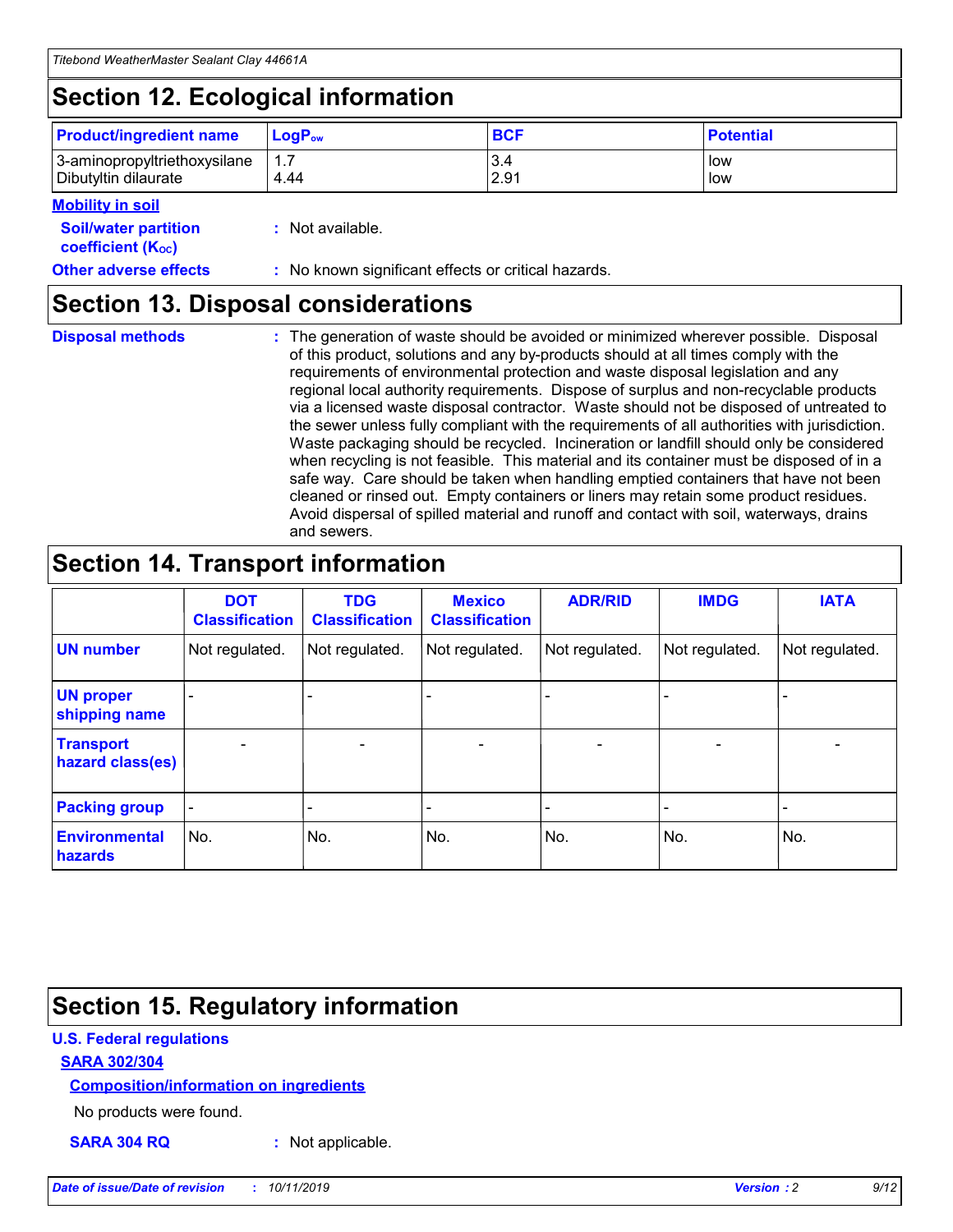## Section 12. Ecological information

| Product/ingredient name | $LogP_{ow}$ | BCF | Potential |
|---|---|---|---|
| 3-aminopropyltriethoxysilane | 1.7 | 3.4 | low |
| Dibutyltin dilaurate | 4.44 | 2.91 | low |

**Mobility in soil**

**Soil/water partition coefficient ($K_{OC}$)** : Not available.

**Other adverse effects** : No known significant effects or critical hazards.

## Section 13. Disposal considerations

**Disposal methods** : The generation of waste should be avoided or minimized wherever possible. Disposal of this product, solutions and any by-products should at all times comply with the requirements of environmental protection and waste disposal legislation and any regional local authority requirements. Dispose of surplus and non-recyclable products via a licensed waste disposal contractor. Waste should not be disposed of untreated to the sewer unless fully compliant with the requirements of all authorities with jurisdiction. Waste packaging should be recycled. Incineration or landfill should only be considered when recycling is not feasible. This material and its container must be disposed of in a safe way. Care should be taken when handling emptied containers that have not been cleaned or rinsed out. Empty containers or liners may retain some product residues. Avoid dispersal of spilled material and runoff and contact with soil, waterways, drains and sewers.

## Section 14. Transport information

| | DOT Classification | TDG Classification | Mexico Classification | ADR/RID | IMDG | IATA |
|---|---|---|---|---|---|---|
| UN number | Not regulated. | Not regulated. | Not regulated. | Not regulated. | Not regulated. | Not regulated. |
| UN proper shipping name | - | - | - | - | - | - |
| Transport hazard class(es) | - | - | - | - | - | - |
| Packing group | - | - | - | - | - | - |
| Environmental hazards | No. | No. | No. | No. | No. | No. |

## Section 15. Regulatory information

**U.S. Federal regulations**

**SARA 302/304**

**Composition/information on ingredients**

No products were found.

**SARA 304 RQ** : Not applicable.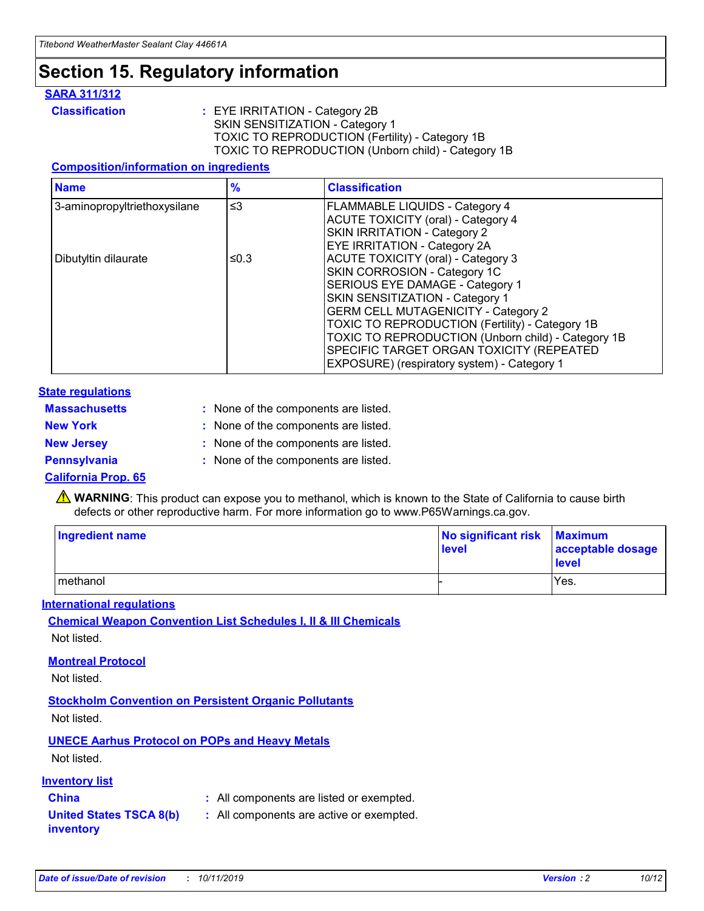# Section 15. Regulatory information

## SARA 311/312

**Classification** : EYE IRRITATION - Category 2B
SKIN SENSITIZATION - Category 1
TOXIC TO REPRODUCTION (Fertility) - Category 1B
TOXIC TO REPRODUCTION (Unborn child) - Category 1B

### Composition/information on ingredients

| Name | % | Classification |
|---|---|---|
| 3-aminopropyltriethoxysilane | ≤3 | FLAMMABLE LIQUIDS - Category 4<br>ACUTE TOXICITY (oral) - Category 4<br>SKIN IRRITATION - Category 2<br>EYE IRRITATION - Category 2A |
| Dibutyltin dilaurate | ≤0.3 | ACUTE TOXICITY (oral) - Category 3<br>SKIN CORROSION - Category 1C<br>SERIOUS EYE DAMAGE - Category 1<br>SKIN SENSITIZATION - Category 1<br>GERM CELL MUTAGENICITY - Category 2<br>TOXIC TO REPRODUCTION (Fertility) - Category 1B<br>TOXIC TO REPRODUCTION (Unborn child) - Category 1B<br>SPECIFIC TARGET ORGAN TOXICITY (REPEATED EXPOSURE) (respiratory system) - Category 1 |

## State regulations

**Massachusetts** : None of the components are listed.

**New York** : None of the components are listed.

**New Jersey** : None of the components are listed.

**Pennsylvania** : None of the components are listed.

## California Prop. 65

⚠ **WARNING**: This product can expose you to methanol, which is known to the State of California to cause birth defects or other reproductive harm. For more information go to www.P65Warnings.ca.gov.

| Ingredient name | No significant risk level | Maximum acceptable dosage level |
|---|---|---|
| methanol | - | Yes. |

## International regulations

### Chemical Weapon Convention List Schedules I, II & III Chemicals

Not listed.

### Montreal Protocol

Not listed.

### Stockholm Convention on Persistent Organic Pollutants

Not listed.

### UNECE Aarhus Protocol on POPs and Heavy Metals

Not listed.

## Inventory list

**China** : All components are listed or exempted.

**United States TSCA 8(b) inventory** : All components are active or exempted.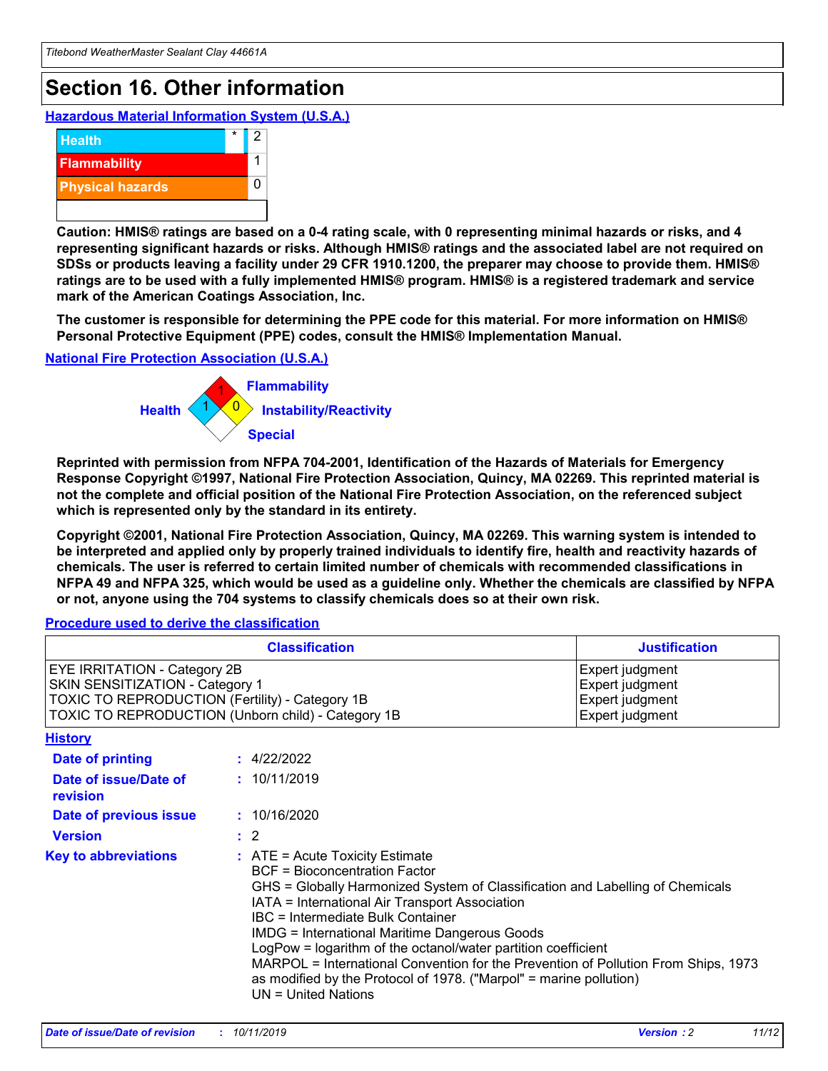# Section 16. Other information

**Hazardous Material Information System (U.S.A.)**

| | | |
|---|---|---|
| Health | * | 2 |
| Flammability | | 1 |
| Physical hazards | | 0 |

**Caution: HMIS® ratings are based on a 0-4 rating scale, with 0 representing minimal hazards or risks, and 4 representing significant hazards or risks. Although HMIS® ratings and the associated label are not required on SDSs or products leaving a facility under 29 CFR 1910.1200, the preparer may choose to provide them. HMIS® ratings are to be used with a fully implemented HMIS® program. HMIS® is a registered trademark and service mark of the American Coatings Association, Inc.**

**The customer is responsible for determining the PPE code for this material. For more information on HMIS® Personal Protective Equipment (PPE) codes, consult the HMIS® Implementation Manual.**

**National Fire Protection Association (U.S.A.)**

Flammability: 1
Health: 1
Instability/Reactivity: 0
Special:

**Reprinted with permission from NFPA 704-2001, Identification of the Hazards of Materials for Emergency Response Copyright ©1997, National Fire Protection Association, Quincy, MA 02269. This reprinted material is not the complete and official position of the National Fire Protection Association, on the referenced subject which is represented only by the standard in its entirety.**

**Copyright ©2001, National Fire Protection Association, Quincy, MA 02269. This warning system is intended to be interpreted and applied only by properly trained individuals to identify fire, health and reactivity hazards of chemicals. The user is referred to certain limited number of chemicals with recommended classifications in NFPA 49 and NFPA 325, which would be used as a guideline only. Whether the chemicals are classified by NFPA or not, anyone using the 704 systems to classify chemicals does so at their own risk.**

**Procedure used to derive the classification**

| Classification | Justification |
|---|---|
| EYE IRRITATION - Category 2B | Expert judgment |
| SKIN SENSITIZATION - Category 1 | Expert judgment |
| TOXIC TO REPRODUCTION (Fertility) - Category 1B | Expert judgment |
| TOXIC TO REPRODUCTION (Unborn child) - Category 1B | Expert judgment |

**History**

**Date of printing** : 4/22/2022

**Date of issue/Date of revision** : 10/11/2019

**Date of previous issue** : 10/16/2020

**Version** : 2

**Key to abbreviations** : ATE = Acute Toxicity Estimate
BCF = Bioconcentration Factor
GHS = Globally Harmonized System of Classification and Labelling of Chemicals
IATA = International Air Transport Association
IBC = Intermediate Bulk Container
IMDG = International Maritime Dangerous Goods
LogPow = logarithm of the octanol/water partition coefficient
MARPOL = International Convention for the Prevention of Pollution From Ships, 1973 as modified by the Protocol of 1978. ("Marpol" = marine pollution)
UN = United Nations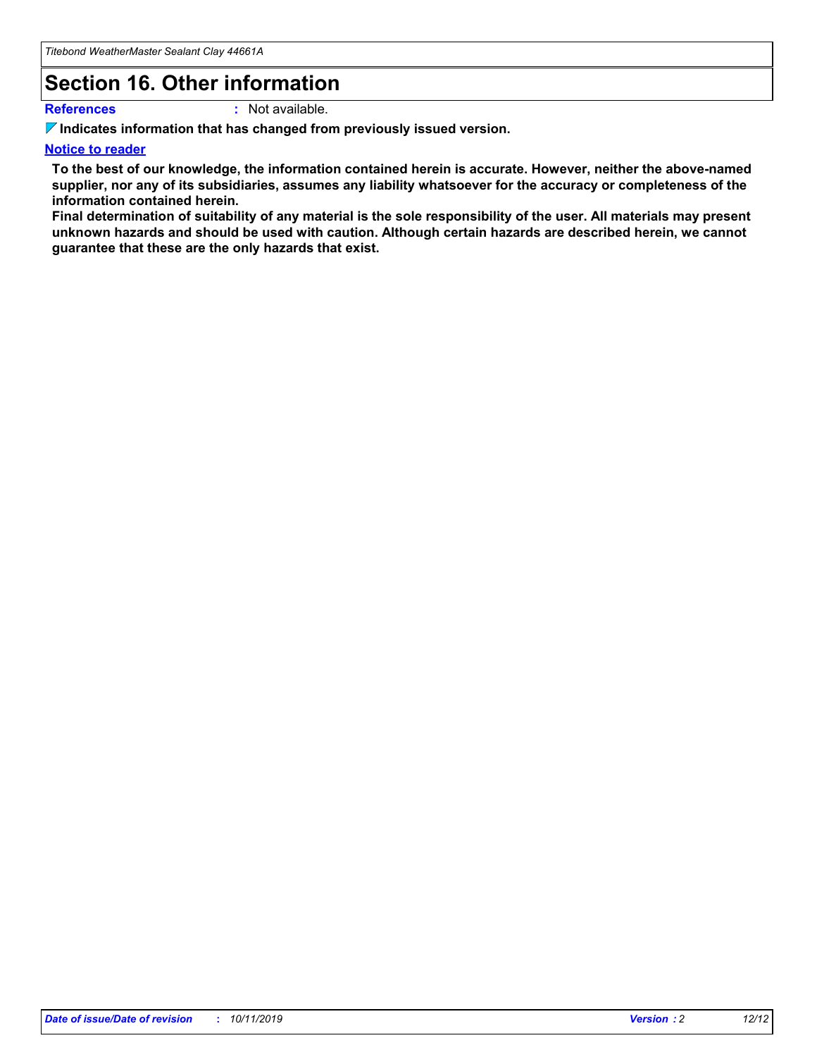## Section 16. Other information

**References** : Not available.

**Indicates information that has changed from previously issued version.**

**Notice to reader**

**To the best of our knowledge, the information contained herein is accurate. However, neither the above-named supplier, nor any of its subsidiaries, assumes any liability whatsoever for the accuracy or completeness of the information contained herein.**

**Final determination of suitability of any material is the sole responsibility of the user. All materials may present unknown hazards and should be used with caution. Although certain hazards are described herein, we cannot guarantee that these are the only hazards that exist.**